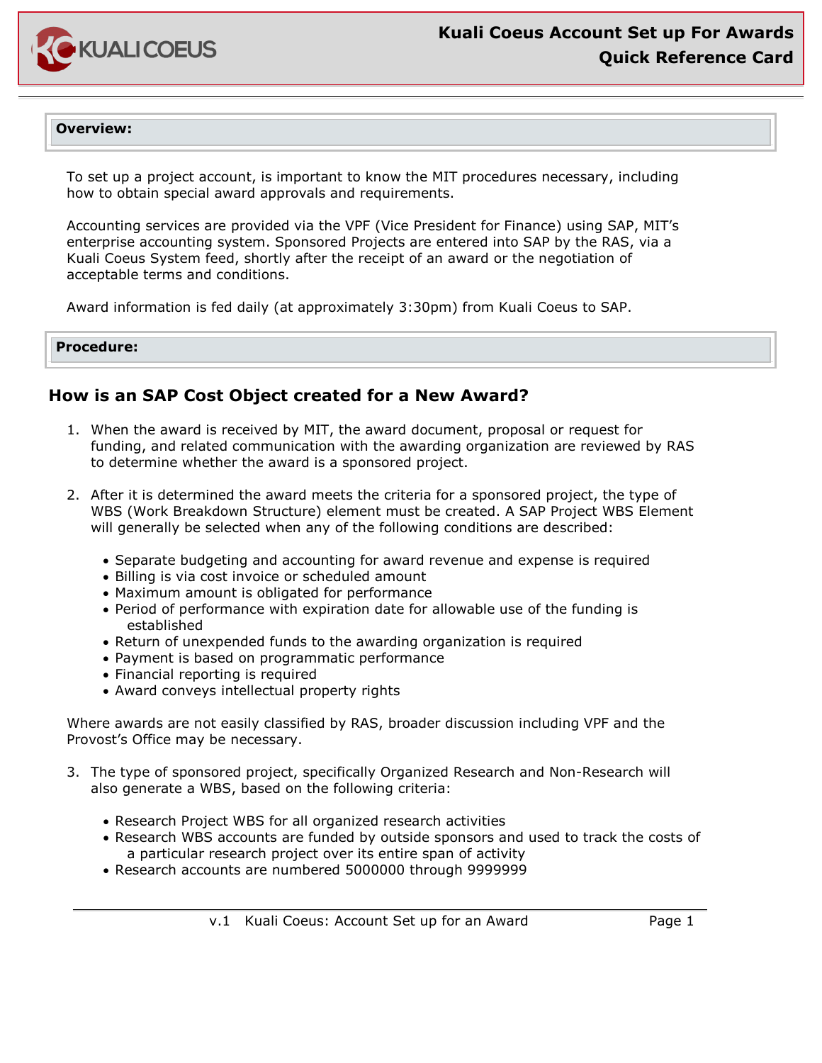# Kuali Coeus Account Set up For Awards
## Quick Reference Card

**Overview:**

To set up a project account, is important to know the MIT procedures necessary, including how to obtain special award approvals and requirements.

Accounting services are provided via the VPF (Vice President for Finance) using SAP, MIT's enterprise accounting system. Sponsored Projects are entered into SAP by the RAS, via a Kuali Coeus System feed, shortly after the receipt of an award or the negotiation of acceptable terms and conditions.

Award information is fed daily (at approximately 3:30pm) from Kuali Coeus to SAP.

**Procedure:**

## How is an SAP Cost Object created for a New Award?

1. When the award is received by MIT, the award document, proposal or request for funding, and related communication with the awarding organization are reviewed by RAS to determine whether the award is a sponsored project.

2. After it is determined the award meets the criteria for a sponsored project, the type of WBS (Work Breakdown Structure) element must be created. A SAP Project WBS Element will generally be selected when any of the following conditions are described:

   - Separate budgeting and accounting for award revenue and expense is required
   - Billing is via cost invoice or scheduled amount
   - Maximum amount is obligated for performance
   - Period of performance with expiration date for allowable use of the funding is established
   - Return of unexpended funds to the awarding organization is required
   - Payment is based on programmatic performance
   - Financial reporting is required
   - Award conveys intellectual property rights

Where awards are not easily classified by RAS, broader discussion including VPF and the Provost's Office may be necessary.

3. The type of sponsored project, specifically Organized Research and Non-Research will also generate a WBS, based on the following criteria:

   - Research Project WBS for all organized research activities
   - Research WBS accounts are funded by outside sponsors and used to track the costs of a particular research project over its entire span of activity
   - Research accounts are numbered 5000000 through 9999999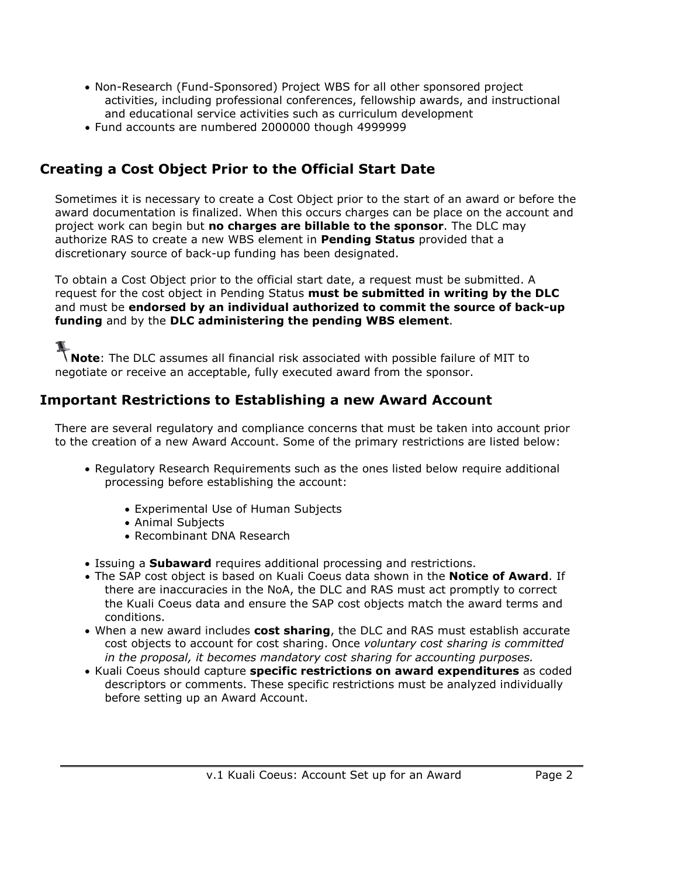- Non-Research (Fund-Sponsored) Project WBS for all other sponsored project activities, including professional conferences, fellowship awards, and instructional and educational service activities such as curriculum development
- Fund accounts are numbered 2000000 though 4999999

## Creating a Cost Object Prior to the Official Start Date

Sometimes it is necessary to create a Cost Object prior to the start of an award or before the award documentation is finalized. When this occurs charges can be place on the account and project work can begin but **no charges are billable to the sponsor**. The DLC may authorize RAS to create a new WBS element in **Pending Status** provided that a discretionary source of back-up funding has been designated.

To obtain a Cost Object prior to the official start date, a request must be submitted. A request for the cost object in Pending Status **must be submitted in writing by the DLC** and must be **endorsed by an individual authorized to commit the source of back-up funding** and by the **DLC administering the pending WBS element**.

**Note**: The DLC assumes all financial risk associated with possible failure of MIT to negotiate or receive an acceptable, fully executed award from the sponsor.

## Important Restrictions to Establishing a new Award Account

There are several regulatory and compliance concerns that must be taken into account prior to the creation of a new Award Account. Some of the primary restrictions are listed below:

- Regulatory Research Requirements such as the ones listed below require additional processing before establishing the account:
  - Experimental Use of Human Subjects
  - Animal Subjects
  - Recombinant DNA Research
- Issuing a **Subaward** requires additional processing and restrictions.
- The SAP cost object is based on Kuali Coeus data shown in the **Notice of Award**. If there are inaccuracies in the NoA, the DLC and RAS must act promptly to correct the Kuali Coeus data and ensure the SAP cost objects match the award terms and conditions.
- When a new award includes **cost sharing**, the DLC and RAS must establish accurate cost objects to account for cost sharing. Once *voluntary cost sharing is committed in the proposal, it becomes mandatory cost sharing for accounting purposes.*
- Kuali Coeus should capture **specific restrictions on award expenditures** as coded descriptors or comments. These specific restrictions must be analyzed individually before setting up an Award Account.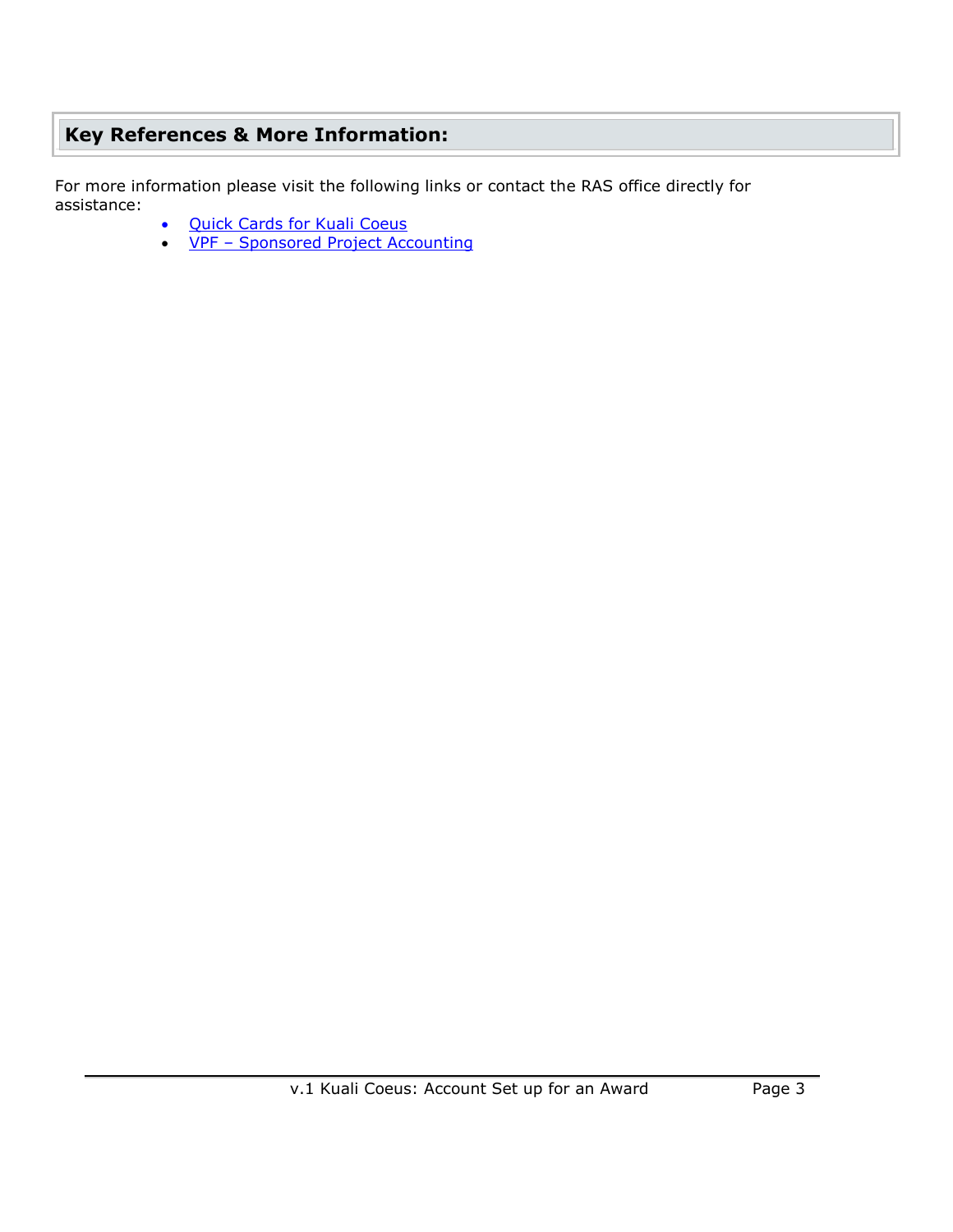## Key References & More Information:

For more information please visit the following links or contact the RAS office directly for assistance:

- Quick Cards for Kuali Coeus
- VPF – Sponsored Project Accounting